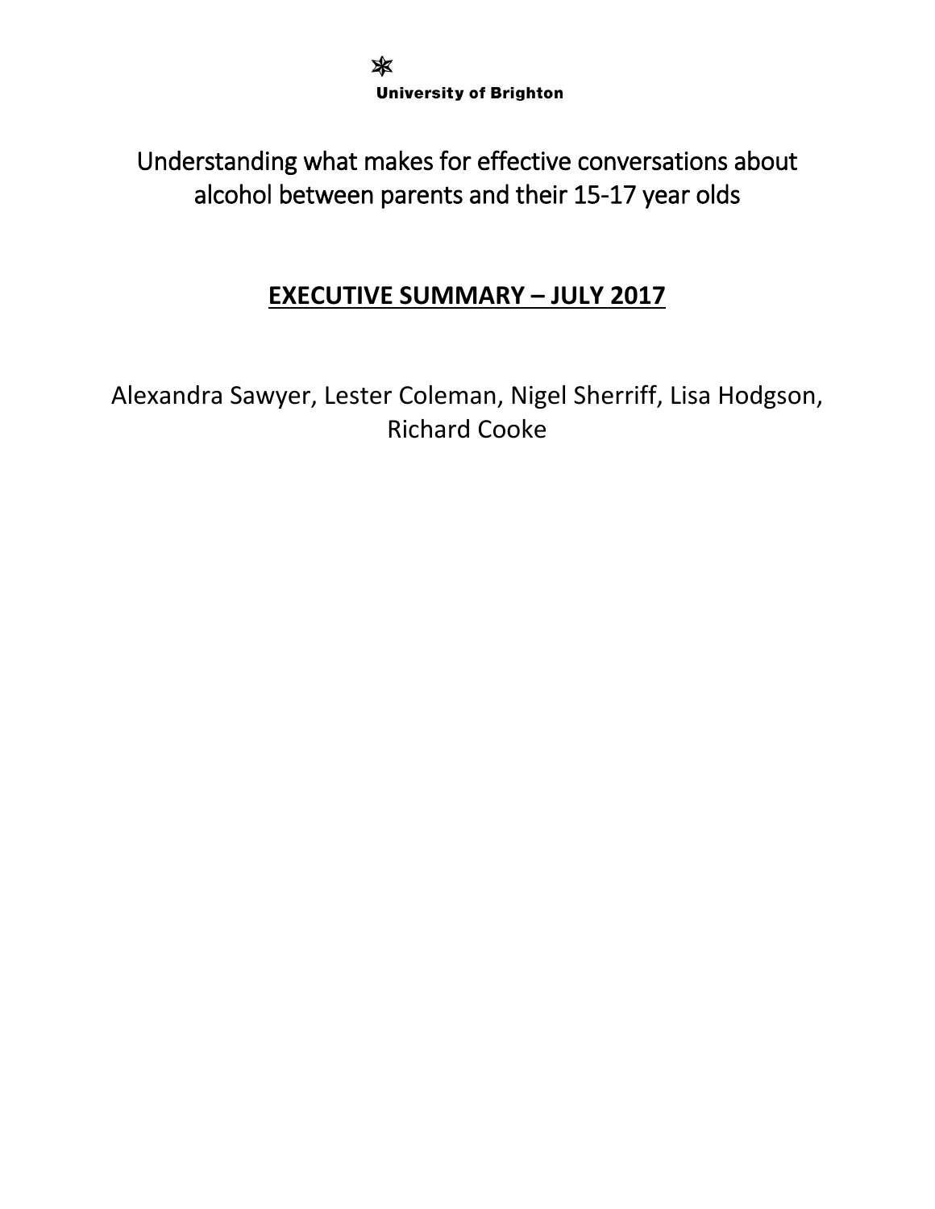University of Brighton

# Understanding what makes for effective conversations about alcohol between parents and their 15-17 year olds

## EXECUTIVE SUMMARY – JULY 2017

Alexandra Sawyer, Lester Coleman, Nigel Sherriff, Lisa Hodgson, Richard Cooke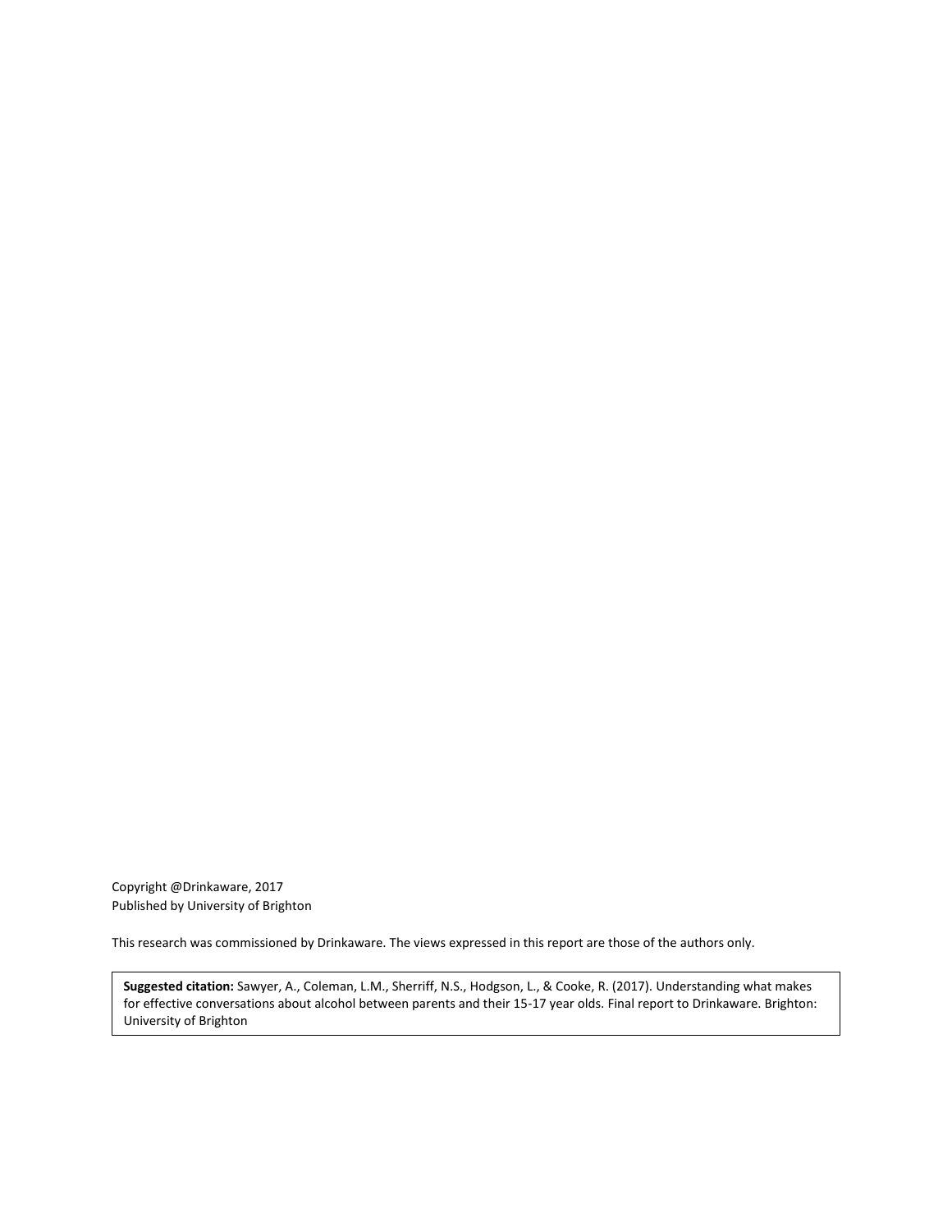Copyright @Drinkaware, 2017
Published by University of Brighton

This research was commissioned by Drinkaware. The views expressed in this report are those of the authors only.

**Suggested citation:** Sawyer, A., Coleman, L.M., Sherriff, N.S., Hodgson, L., & Cooke, R. (2017). Understanding what makes for effective conversations about alcohol between parents and their 15-17 year olds. Final report to Drinkaware. Brighton: University of Brighton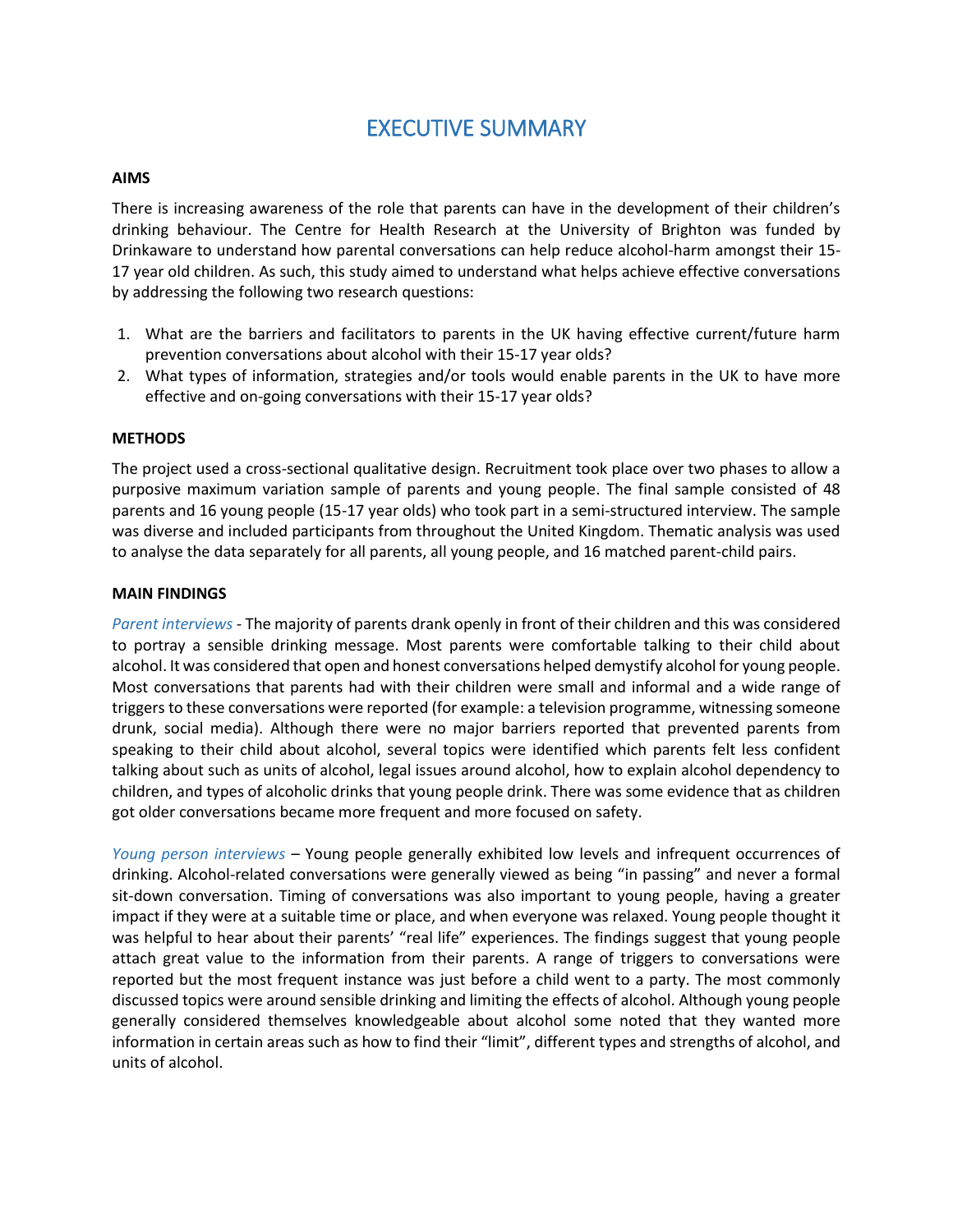# EXECUTIVE SUMMARY

**AIMS**

There is increasing awareness of the role that parents can have in the development of their children's drinking behaviour. The Centre for Health Research at the University of Brighton was funded by Drinkaware to understand how parental conversations can help reduce alcohol-harm amongst their 15-17 year old children. As such, this study aimed to understand what helps achieve effective conversations by addressing the following two research questions:

1. What are the barriers and facilitators to parents in the UK having effective current/future harm prevention conversations about alcohol with their 15-17 year olds?
2. What types of information, strategies and/or tools would enable parents in the UK to have more effective and on-going conversations with their 15-17 year olds?

**METHODS**

The project used a cross-sectional qualitative design. Recruitment took place over two phases to allow a purposive maximum variation sample of parents and young people. The final sample consisted of 48 parents and 16 young people (15-17 year olds) who took part in a semi-structured interview. The sample was diverse and included participants from throughout the United Kingdom. Thematic analysis was used to analyse the data separately for all parents, all young people, and 16 matched parent-child pairs.

**MAIN FINDINGS**

*Parent interviews* - The majority of parents drank openly in front of their children and this was considered to portray a sensible drinking message. Most parents were comfortable talking to their child about alcohol. It was considered that open and honest conversations helped demystify alcohol for young people. Most conversations that parents had with their children were small and informal and a wide range of triggers to these conversations were reported (for example: a television programme, witnessing someone drunk, social media). Although there were no major barriers reported that prevented parents from speaking to their child about alcohol, several topics were identified which parents felt less confident talking about such as units of alcohol, legal issues around alcohol, how to explain alcohol dependency to children, and types of alcoholic drinks that young people drink. There was some evidence that as children got older conversations became more frequent and more focused on safety.

*Young person interviews* – Young people generally exhibited low levels and infrequent occurrences of drinking. Alcohol-related conversations were generally viewed as being "in passing" and never a formal sit-down conversation. Timing of conversations was also important to young people, having a greater impact if they were at a suitable time or place, and when everyone was relaxed. Young people thought it was helpful to hear about their parents' "real life" experiences. The findings suggest that young people attach great value to the information from their parents. A range of triggers to conversations were reported but the most frequent instance was just before a child went to a party. The most commonly discussed topics were around sensible drinking and limiting the effects of alcohol. Although young people generally considered themselves knowledgeable about alcohol some noted that they wanted more information in certain areas such as how to find their "limit", different types and strengths of alcohol, and units of alcohol.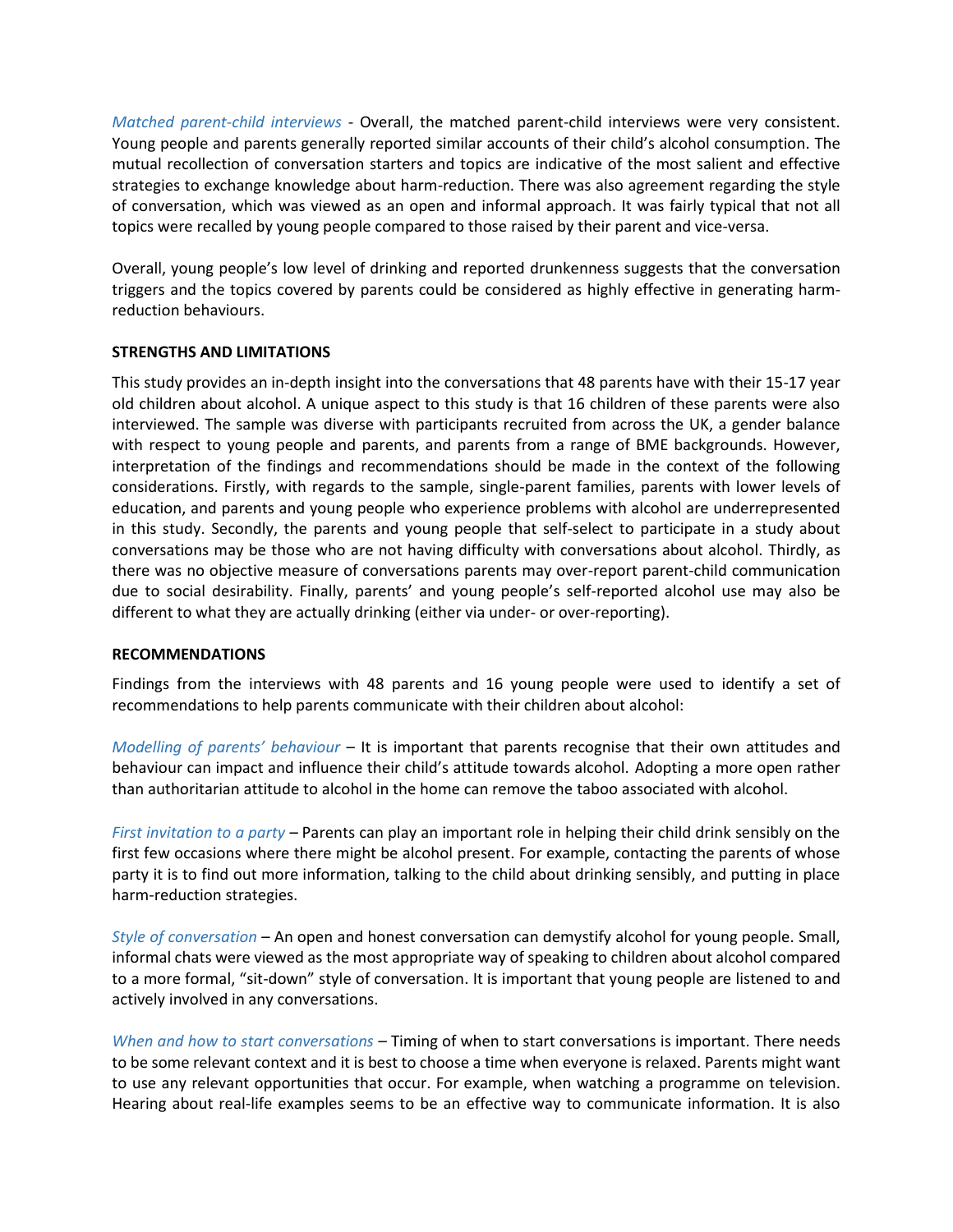*Matched parent-child interviews* - Overall, the matched parent-child interviews were very consistent. Young people and parents generally reported similar accounts of their child's alcohol consumption. The mutual recollection of conversation starters and topics are indicative of the most salient and effective strategies to exchange knowledge about harm-reduction. There was also agreement regarding the style of conversation, which was viewed as an open and informal approach. It was fairly typical that not all topics were recalled by young people compared to those raised by their parent and vice-versa.

Overall, young people's low level of drinking and reported drunkenness suggests that the conversation triggers and the topics covered by parents could be considered as highly effective in generating harm-reduction behaviours.

**STRENGTHS AND LIMITATIONS**

This study provides an in-depth insight into the conversations that 48 parents have with their 15-17 year old children about alcohol. A unique aspect to this study is that 16 children of these parents were also interviewed. The sample was diverse with participants recruited from across the UK, a gender balance with respect to young people and parents, and parents from a range of BME backgrounds. However, interpretation of the findings and recommendations should be made in the context of the following considerations. Firstly, with regards to the sample, single-parent families, parents with lower levels of education, and parents and young people who experience problems with alcohol are underrepresented in this study. Secondly, the parents and young people that self-select to participate in a study about conversations may be those who are not having difficulty with conversations about alcohol. Thirdly, as there was no objective measure of conversations parents may over-report parent-child communication due to social desirability. Finally, parents' and young people's self-reported alcohol use may also be different to what they are actually drinking (either via under- or over-reporting).

**RECOMMENDATIONS**

Findings from the interviews with 48 parents and 16 young people were used to identify a set of recommendations to help parents communicate with their children about alcohol:

*Modelling of parents' behaviour* – It is important that parents recognise that their own attitudes and behaviour can impact and influence their child's attitude towards alcohol. Adopting a more open rather than authoritarian attitude to alcohol in the home can remove the taboo associated with alcohol.

*First invitation to a party* – Parents can play an important role in helping their child drink sensibly on the first few occasions where there might be alcohol present. For example, contacting the parents of whose party it is to find out more information, talking to the child about drinking sensibly, and putting in place harm-reduction strategies.

*Style of conversation* – An open and honest conversation can demystify alcohol for young people. Small, informal chats were viewed as the most appropriate way of speaking to children about alcohol compared to a more formal, "sit-down" style of conversation. It is important that young people are listened to and actively involved in any conversations.

*When and how to start conversations* – Timing of when to start conversations is important. There needs to be some relevant context and it is best to choose a time when everyone is relaxed. Parents might want to use any relevant opportunities that occur. For example, when watching a programme on television. Hearing about real-life examples seems to be an effective way to communicate information. It is also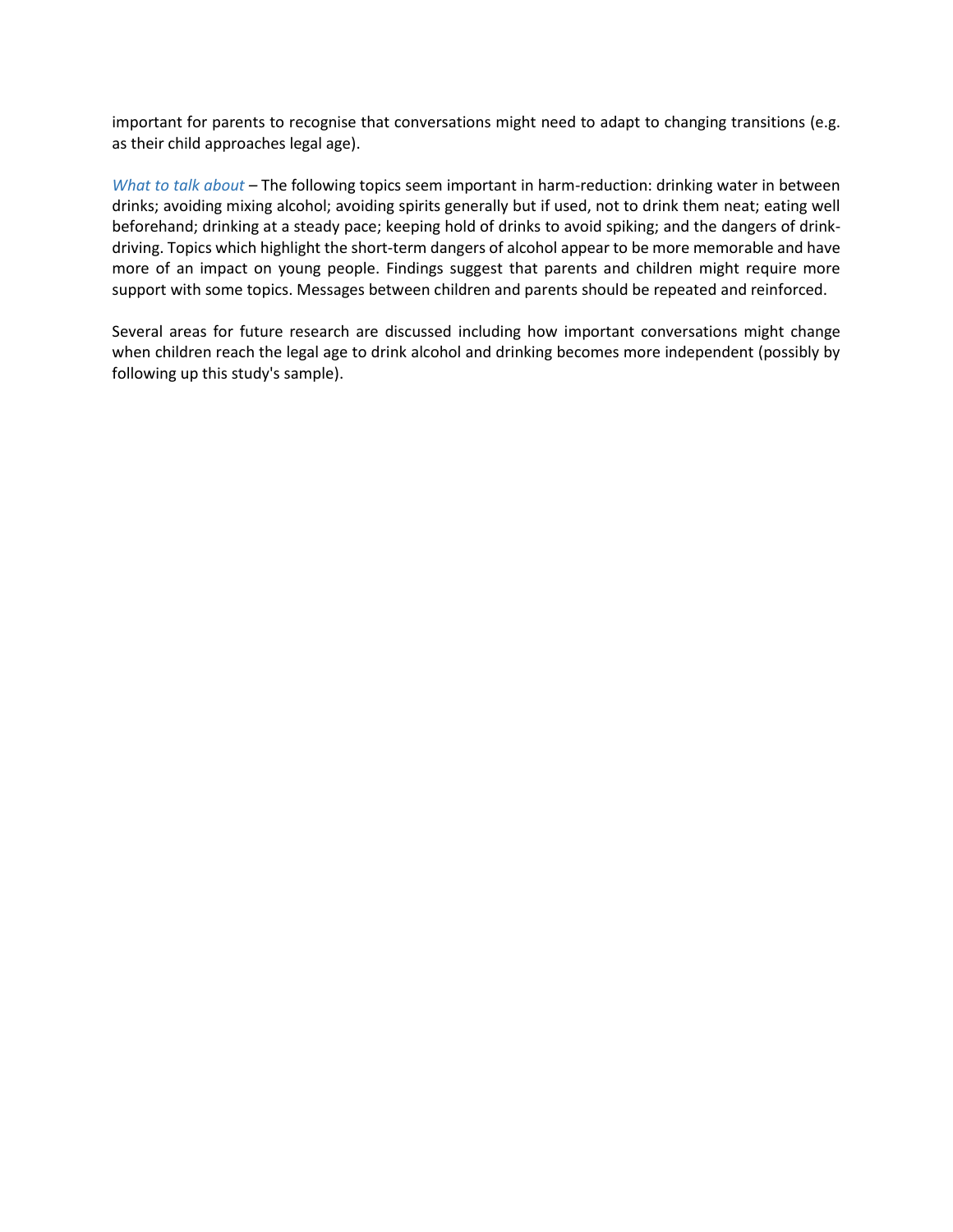important for parents to recognise that conversations might need to adapt to changing transitions (e.g. as their child approaches legal age).

*What to talk about* – The following topics seem important in harm-reduction: drinking water in between drinks; avoiding mixing alcohol; avoiding spirits generally but if used, not to drink them neat; eating well beforehand; drinking at a steady pace; keeping hold of drinks to avoid spiking; and the dangers of drink-driving. Topics which highlight the short-term dangers of alcohol appear to be more memorable and have more of an impact on young people. Findings suggest that parents and children might require more support with some topics. Messages between children and parents should be repeated and reinforced.

Several areas for future research are discussed including how important conversations might change when children reach the legal age to drink alcohol and drinking becomes more independent (possibly by following up this study's sample).